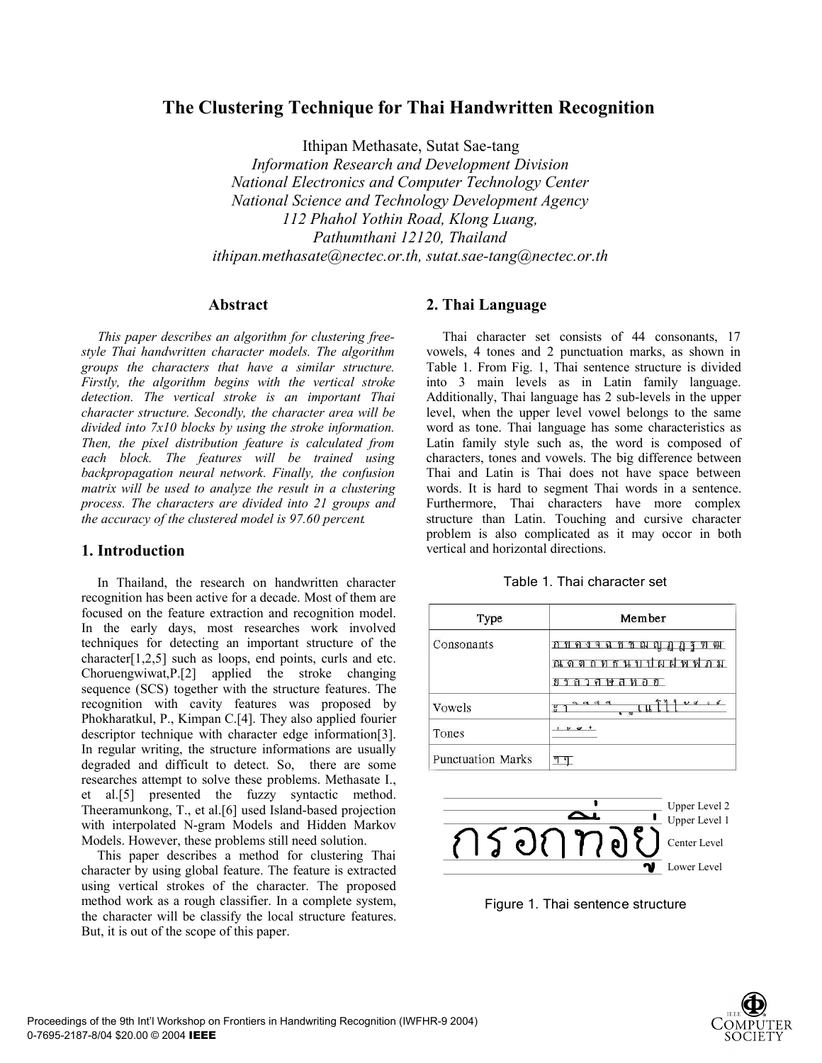# The Clustering Technique for Thai Handwritten Recognition

Ithipan Methasate, Sutat Sae-tang

*Information Research and Development Division*
*National Electronics and Computer Technology Center*
*National Science and Technology Development Agency*
*112 Phahol Yothin Road, Klong Luang,*
*Pathumthani 12120, Thailand*
*ithipan.methasate@nectec.or.th, sutat.sae-tang@nectec.or.th*

## Abstract

*This paper describes an algorithm for clustering free-style Thai handwritten character models. The algorithm groups the characters that have a similar structure. Firstly, the algorithm begins with the vertical stroke detection. The vertical stroke is an important Thai character structure. Secondly, the character area will be divided into 7x10 blocks by using the stroke information. Then, the pixel distribution feature is calculated from each block. The features will be trained using backpropagation neural network. Finally, the confusion matrix will be used to analyze the result in a clustering process. The characters are divided into 21 groups and the accuracy of the clustered model is 97.60 percent.*

## 1. Introduction

In Thailand, the research on handwritten character recognition has been active for a decade. Most of them are focused on the feature extraction and recognition model. In the early days, most researches work involved techniques for detecting an important structure of the character[1,2,5] such as loops, end points, curls and etc. Choruengwiwat,P.[2] applied the stroke changing sequence (SCS) together with the structure features. The recognition with cavity features was proposed by Phokharatkul, P., Kimpan C.[4]. They also applied fourier descriptor technique with character edge information[3]. In regular writing, the structure informations are usually degraded and difficult to detect. So, there are some researches attempt to solve these problems. Methasate I., et al.[5] presented the fuzzy syntactic method. Theeramunkong, T., et al.[6] used Island-based projection with interpolated N-gram Models and Hidden Markov Models. However, these problems still need solution.

This paper describes a method for clustering Thai character by using global feature. The feature is extracted using vertical strokes of the character. The proposed method work as a rough classifier. In a complete system, the character will be classify the local structure features. But, it is out of the scope of this paper.

## 2. Thai Language

Thai character set consists of 44 consonants, 17 vowels, 4 tones and 2 punctuation marks, as shown in Table 1. From Fig. 1, Thai sentence structure is divided into 3 main levels as in Latin family language. Additionally, Thai language has 2 sub-levels in the upper level, when the upper level vowel belongs to the same word as tone. Thai language has some characteristics as Latin family style such as, the word is composed of characters, tones and vowels. The big difference between Thai and Latin is Thai does not have space between words. It is hard to segment Thai words in a sentence. Furthermore, Thai characters have more complex structure than Latin. Touching and cursive character problem is also complicated as it may occor in both vertical and horizontal directions.

Table 1. Thai character set

| Type | Member |
|---|---|
| Consonants | ก ข ฃ ค ฅ ฆ ง จ ฉ ช ซ ฌ ญ ฎ ฏ ฐ ฑ ฒ ณ ด ต ถ ท ธ น บ ป ผ ฝ พ ฟ ภ ม ย ร ล ว ศ ษ ส ห ฬ อ ฮ |
| Vowels | ะ า ิ ี ึ ื ุ ู เ แ โ ใ ไ ๅ ั ็ ํ |
| Tones | ่ ้ ๊ ๋ |
| Punctuation Marks | ฯ ๆ |

กรอกท่อยู่ — Upper Level 2, Upper Level 1, Center Level, Lower Level

Figure 1. Thai sentence structure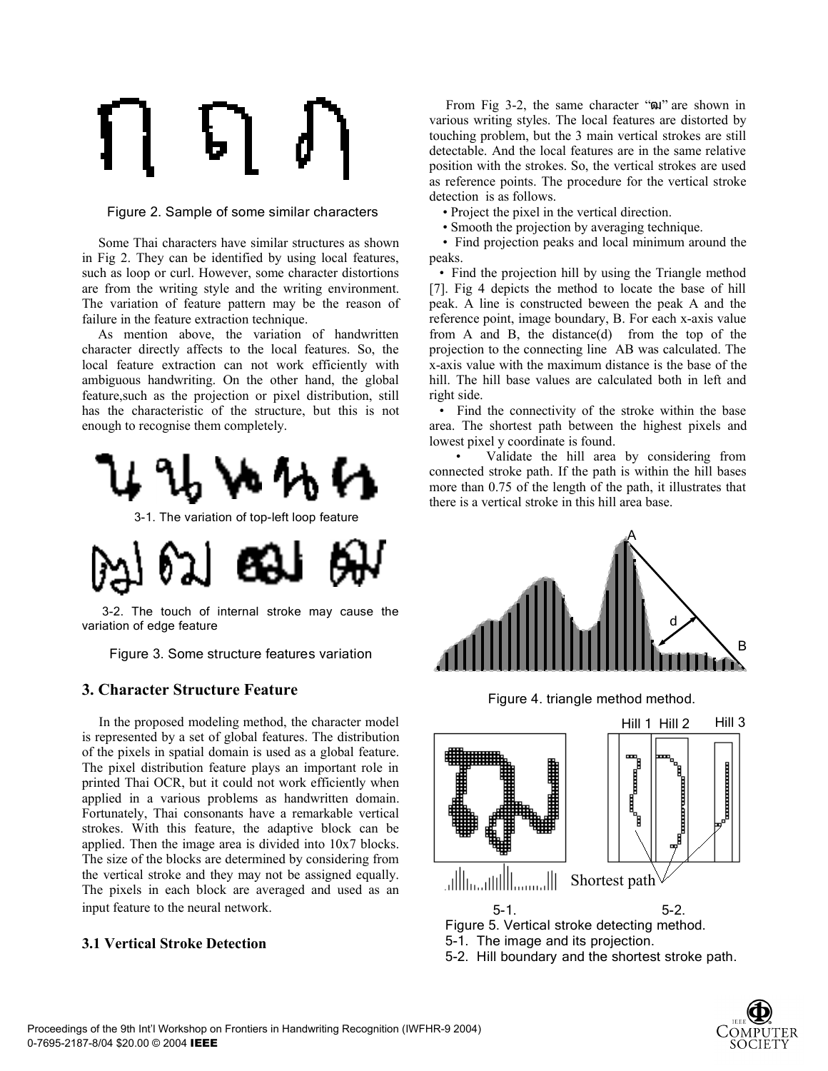Figure 2. Sample of some similar characters

Some Thai characters have similar structures as shown in Fig 2. They can be identified by using local features, such as loop or curl. However, some character distortions are from the writing style and the writing environment. The variation of feature pattern may be the reason of failure in the feature extraction technique.

As mention above, the variation of handwritten character directly affects to the local features. So, the local feature extraction can not work efficiently with ambiguous handwriting. On the other hand, the global feature,such as the projection or pixel distribution, still has the characteristic of the structure, but this is not enough to recognise them completely.

3-1. The variation of top-left loop feature

3-2. The touch of internal stroke may cause the variation of edge feature

Figure 3. Some structure features variation

## 3. Character Structure Feature

In the proposed modeling method, the character model is represented by a set of global features. The distribution of the pixels in spatial domain is used as a global feature. The pixel distribution feature plays an important role in printed Thai OCR, but it could not work efficiently when applied in a various problems as handwritten domain. Fortunately, Thai consonants have a remarkable vertical strokes. With this feature, the adaptive block can be applied. Then the image area is divided into 10x7 blocks. The size of the blocks are determined by considering from the vertical stroke and they may not be assigned equally. The pixels in each block are averaged and used as an input feature to the neural network.

### 3.1 Vertical Stroke Detection

From Fig 3-2, the same character "ฒ" are shown in various writing styles. The local features are distorted by touching problem, but the 3 main vertical strokes are still detectable. And the local features are in the same relative position with the strokes. So, the vertical strokes are used as reference points. The procedure for the vertical stroke detection is as follows.

- Project the pixel in the vertical direction.
- Smooth the projection by averaging technique.
- Find projection peaks and local minimum around the peaks.
- Find the projection hill by using the Triangle method [7]. Fig 4 depicts the method to locate the base of hill peak. A line is constructed beween the peak A and the reference point, image boundary, B. For each x-axis value from A and B, the distance(d) from the top of the projection to the connecting line AB was calculated. The x-axis value with the maximum distance is the base of the hill. The hill base values are calculated both in left and right side.
- Find the connectivity of the stroke within the base area. The shortest path between the highest pixels and lowest pixel y coordinate is found.
- Validate the hill area by considering from connected stroke path. If the path is within the hill bases more than 0.75 of the length of the path, it illustrates that there is a vertical stroke in this hill area base.

Figure 4. triangle method method.

Figure 5. Vertical stroke detecting method.
5-1. The image and its projection.
5-2. Hill boundary and the shortest stroke path.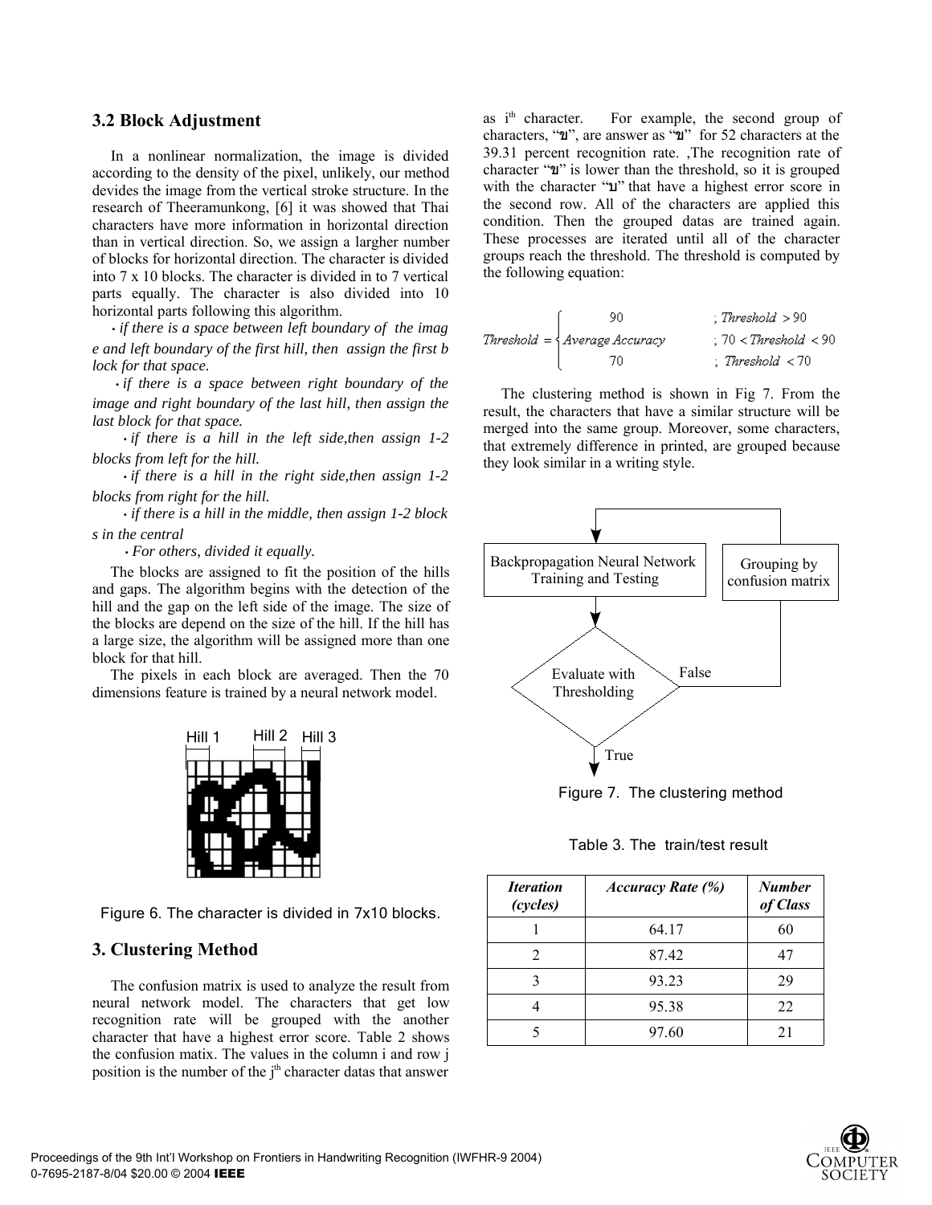### 3.2 Block Adjustment

In a nonlinear normalization, the image is divided according to the density of the pixel, unlikely, our method devides the image from the vertical stroke structure. In the research of Theeramunkong, [6] it was showed that Thai characters have more information in horizontal direction than in vertical direction. So, we assign a largher number of blocks for horizontal direction. The character is divided into 7 x 10 blocks. The character is divided in to 7 vertical parts equally. The character is also divided into 10 horizontal parts following this algorithm.

- *if there is a space between left boundary of the image and left boundary of the first hill, then assign the first block for that space.*
- *if there is a space between right boundary of the image and right boundary of the last hill, then assign the last block for that space.*
- *if there is a hill in the left side,then assign 1-2 blocks from left for the hill.*
- *if there is a hill in the right side,then assign 1-2 blocks from right for the hill.*
- *if there is a hill in the middle, then assign 1-2 blocks in the central*
- *For others, divided it equally.*

The blocks are assigned to fit the position of the hills and gaps. The algorithm begins with the detection of the hill and the gap on the left side of the image. The size of the blocks are depend on the size of the hill. If the hill has a large size, the algorithm will be assigned more than one block for that hill.

The pixels in each block are averaged. Then the 70 dimensions feature is trained by a neural network model.

Hill 1 Hill 2 Hill 3

Figure 6. The character is divided in 7x10 blocks.

## 3. Clustering Method

The confusion matrix is used to analyze the result from neural network model. The characters that get low recognition rate will be grouped with the another character that have a highest error score. Table 2 shows the confusion matix. The values in the column i and row j position is the number of the $j^{th}$ character datas that answer as $i^{th}$ character. For example, the second group of characters, "ข", are answer as "ข" for 52 characters at the 39.31 percent recognition rate. ,The recognition rate of character "ข" is lower than the threshold, so it is grouped with the character "บ" that have a highest error score in the second row. All of the characters are applied this condition. Then the grouped datas are trained again. These processes are iterated until all of the character groups reach the threshold. The threshold is computed by the following equation:

$$Threshold = \begin{cases} 90 & ; Threshold > 90 \\ Average\ Accuracy & ; 70 < Threshold < 90 \\ 70 & ; Threshold < 70 \end{cases}$$

The clustering method is shown in Fig 7. From the result, the characters that have a similar structure will be merged into the same group. Moreover, some characters, that extremely difference in printed, are grouped because they look similar in a writing style.

Backpropagation Neural Network Training and Testing → Evaluate with Thresholding → True; False → Grouping by confusion matrix → Backpropagation Neural Network Training and Testing

Figure 7. The clustering method

Table 3. The train/test result

| *Iteration (cycles)* | *Accuracy Rate (%)* | *Number of Class* |
|---|---|---|
| 1 | 64.17 | 60 |
| 2 | 87.42 | 47 |
| 3 | 93.23 | 29 |
| 4 | 95.38 | 22 |
| 5 | 97.60 | 21 |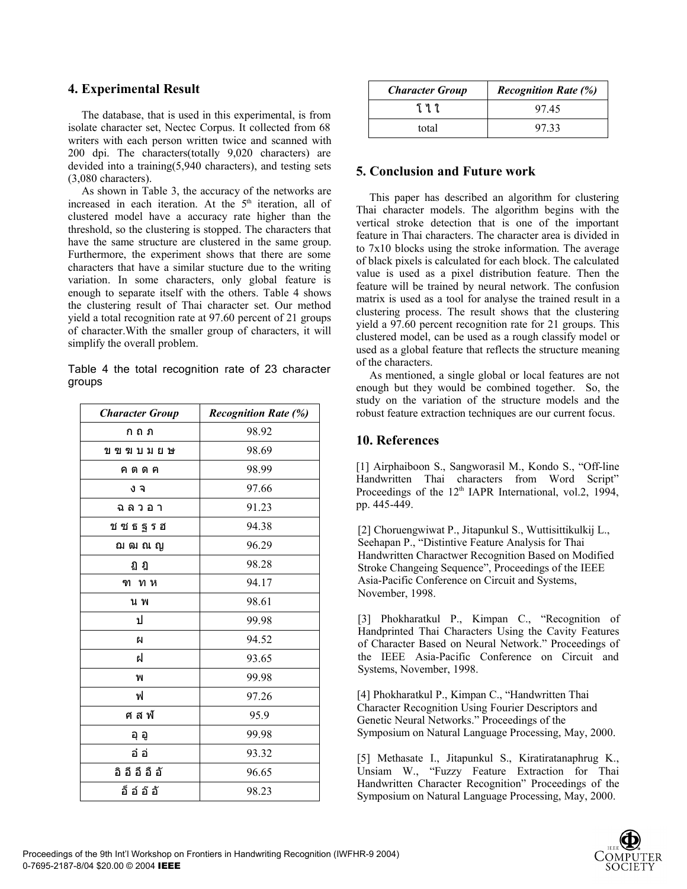## 4. Experimental Result

The database, that is used in this experimental, is from isolate character set, Nectec Corpus. It collected from 68 writers with each person written twice and scanned with 200 dpi. The characters(totally 9,020 characters) are devided into a training(5,940 characters), and testing sets (3,080 characters).

As shown in Table 3, the accuracy of the networks are increased in each iteration. At the 5th iteration, all of clustered model have a accuracy rate higher than the threshold, so the clustering is stopped. The characters that have the same structure are clustered in the same group. Furthermore, the experiment shows that there are some characters that have a similar stucture due to the writing variation. In some characters, only global feature is enough to separate itself with the others. Table 4 shows the clustering result of Thai character set. Our method yield a total recognition rate at 97.60 percent of 21 groups of character.With the smaller group of characters, it will simplify the overall problem.

Table 4 the total recognition rate of 23 character groups

| *Character Group* | *Recognition Rate (%)* |
|---|---|
| ก ถ ภ | 98.92 |
| ข ฃ ฆ บ ม ย ษ | 98.69 |
| ค ต ด ศ | 98.99 |
| ง จ | 97.66 |
| ฉ ล ว อ า | 91.23 |
| ช ซ ธ ฐ ร ฮ | 94.38 |
| ฌ ฒ ณ ญ | 96.29 |
| ฎ ฏ | 98.28 |
| ฑ ท ห | 94.17 |
| น พ | 98.61 |
| ป | 99.98 |
| ผ | 94.52 |
| ฝ | 93.65 |
| พ | 99.98 |
| ฟ | 97.26 |
| ศ ส ฬ | 95.9 |
| ฤ ฦ | 99.98 |
| อ่ อ่ | 93.32 |
| อิ อี อึ อื อั | 96.65 |
| อ็ อ์ อ๊ อ้ | 98.23 |
| โ ไ ใ | 97.45 |
| total | 97.33 |

## 5. Conclusion and Future work

This paper has described an algorithm for clustering Thai character models. The algorithm begins with the vertical stroke detection that is one of the important feature in Thai characters. The character area is divided in to 7x10 blocks using the stroke information. The average of black pixels is calculated for each block. The calculated value is used as a pixel distribution feature. Then the feature will be trained by neural network. The confusion matrix is used as a tool for analyse the trained result in a clustering process. The result shows that the clustering yield a 97.60 percent recognition rate for 21 groups. This clustered model, can be used as a rough classify model or used as a global feature that reflects the structure meaning of the characters.

As mentioned, a single global or local features are not enough but they would be combined together. So, the study on the variation of the structure models and the robust feature extraction techniques are our current focus.

## 10. References

[1] Airphaiboon S., Sangworasil M., Kondo S., "Off-line Handwritten Thai characters from Word Script" Proceedings of the 12th IAPR International, vol.2, 1994, pp. 445-449.

[2] Choruengwiwat P., Jitapunkul S., Wuttisittikulkij L., Seehapan P., "Distintive Feature Analysis for Thai Handwritten Charactwer Recognition Based on Modified Stroke Changeing Sequence", Proceedings of the IEEE Asia-Pacific Conference on Circuit and Systems, November, 1998.

[3] Phokharatkul P., Kimpan C., "Recognition of Handprinted Thai Characters Using the Cavity Features of Character Based on Neural Network." Proceedings of the IEEE Asia-Pacific Conference on Circuit and Systems, November, 1998.

[4] Phokharatkul P., Kimpan C., "Handwritten Thai Character Recognition Using Fourier Descriptors and Genetic Neural Networks." Proceedings of the Symposium on Natural Language Processing, May, 2000.

[5] Methasate I., Jitapunkul S., Kiratiratanaphrug K., Unsiam W., "Fuzzy Feature Extraction for Thai Handwritten Character Recognition" Proceedings of the Symposium on Natural Language Processing, May, 2000.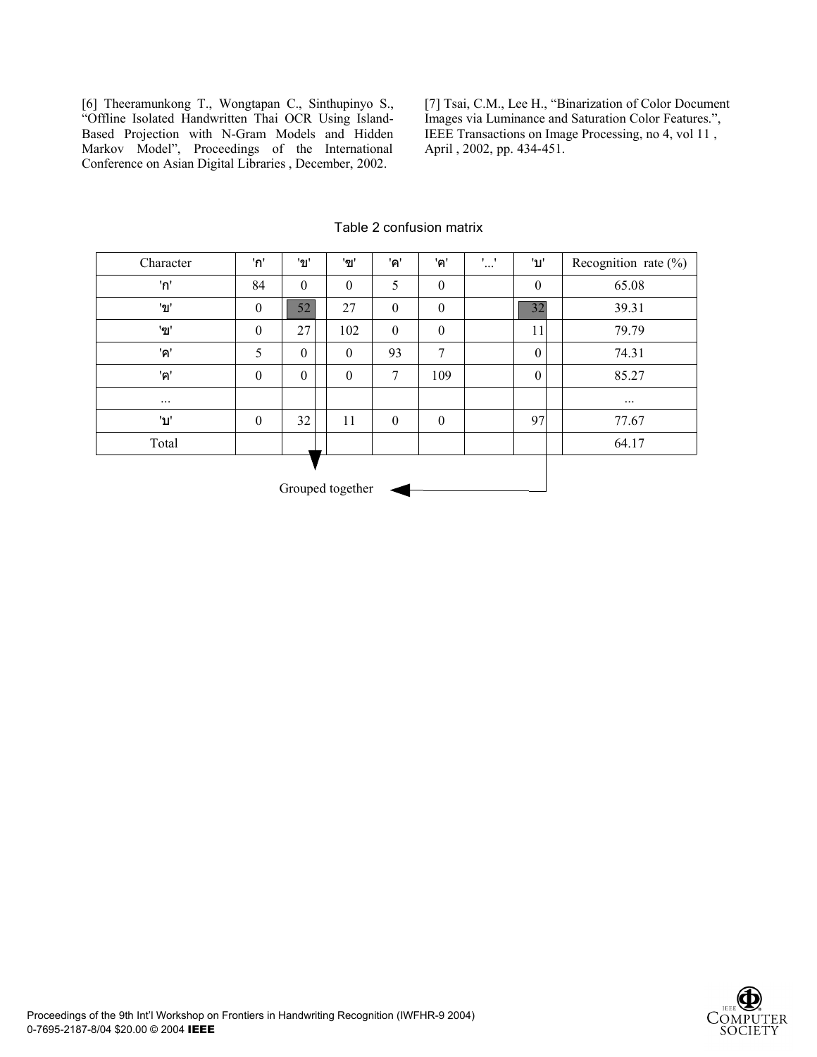[6] Theeramunkong T., Wongtapan C., Sinthupinyo S., "Offline Isolated Handwritten Thai OCR Using Island-Based Projection with N-Gram Models and Hidden Markov Model", Proceedings of the International Conference on Asian Digital Libraries , December, 2002.

[7] Tsai, C.M., Lee H., "Binarization of Color Document Images via Luminance and Saturation Color Features.", IEEE Transactions on Image Processing, no 4, vol 11 , April , 2002, pp. 434-451.

Table 2 confusion matrix

| Character | 'ก' | 'ข' | 'ฆ' | 'ค' | 'ฅ' | '...' | 'บ' | Recognition rate (%) |
|---|---|---|---|---|---|---|---|---|
| 'ก' | 84 | 0 | 0 | 5 | 0 | | 0 | 65.08 |
| 'ข' | 0 | 52 | 27 | 0 | 0 | | 32 | 39.31 |
| 'ฆ' | 0 | 27 | 102 | 0 | 0 | | 11 | 79.79 |
| 'ค' | 5 | 0 | 0 | 93 | 7 | | 0 | 74.31 |
| 'ฅ' | 0 | 0 | 0 | 7 | 109 | | 0 | 85.27 |
| ... | | | | | | | | ... |
| 'บ' | 0 | 32 | 11 | 0 | 0 | | 97 | 77.67 |
| Total | | | | | | | | 64.17 |

Grouped together